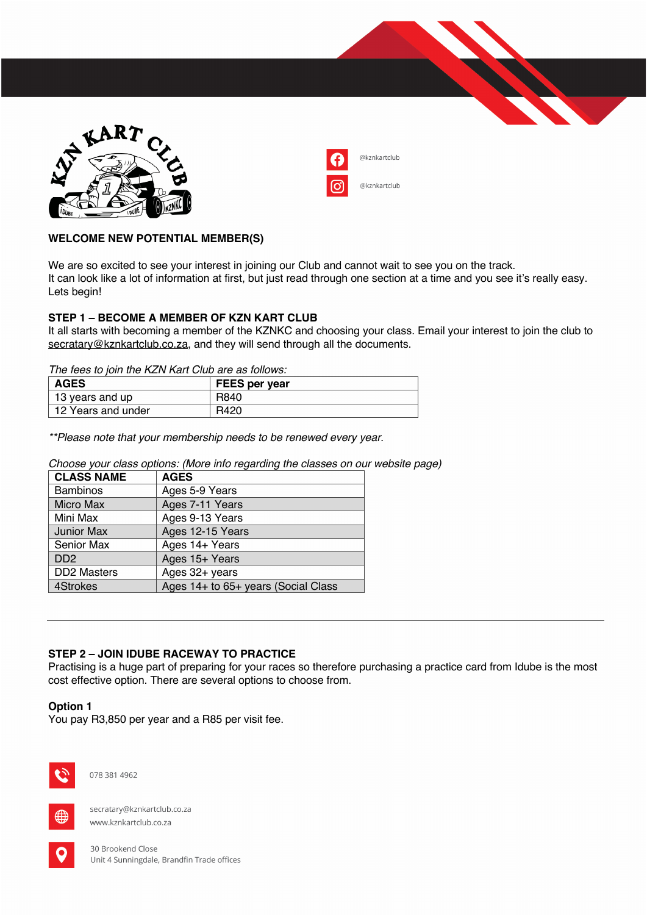@kznkartclub

@kznkartclub

**WELCOME NEW POTENTIAL MEMBER(S)**

We are so excited to see your interest in joining our Club and cannot wait to see you on the track.
It can look like a lot of information at first, but just read through one section at a time and you see it's really easy. Lets begin!

**STEP 1 – BECOME A MEMBER OF KZN KART CLUB**
It all starts with becoming a member of the KZNKC and choosing your class. Email your interest to join the club to secratary@kznkartclub.co.za, and they will send through all the documents.

*The fees to join the KZN Kart Club are as follows:*

| AGES | FEES per year |
|---|---|
| 13 years and up | R840 |
| 12 Years and under | R420 |

*\*\*Please note that your membership needs to be renewed every year.*

*Choose your class options: (More info regarding the classes on our website page)*

| CLASS NAME | AGES |
|---|---|
| Bambinos | Ages 5-9 Years |
| Micro Max | Ages 7-11 Years |
| Mini Max | Ages 9-13 Years |
| Junior Max | Ages 12-15 Years |
| Senior Max | Ages 14+ Years |
| DD2 | Ages 15+ Years |
| DD2 Masters | Ages 32+ years |
| 4Strokes | Ages 14+ to 65+ years (Social Class |

---

**STEP 2 – JOIN IDUBE RACEWAY TO PRACTICE**
Practising is a huge part of preparing for your races so therefore purchasing a practice card from Idube is the most cost effective option. There are several options to choose from.

**Option 1**
You pay R3,850 per year and a R85 per visit fee.

078 381 4962

secratary@kznkartclub.co.za
www.kznkartclub.co.za

30 Brookend Close
Unit 4 Sunningdale, Brandfin Trade offices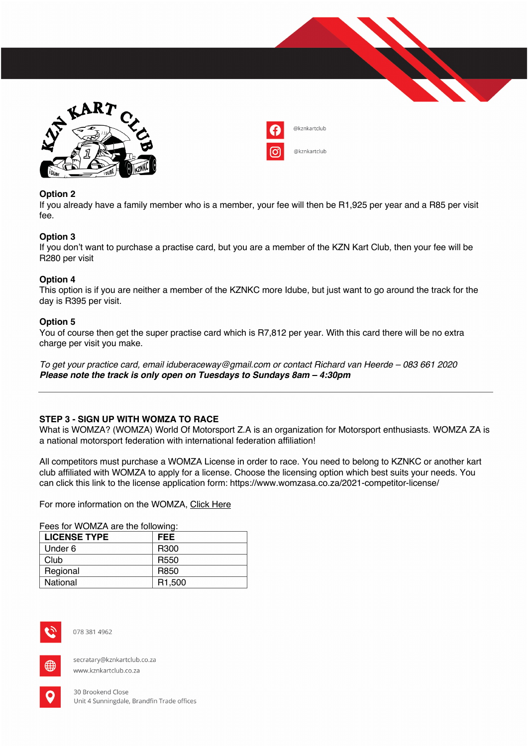@kznkartclub

@kznkartclub

**Option 2**
If you already have a family member who is a member, your fee will then be R1,925 per year and a R85 per visit fee.

**Option 3**
If you don't want to purchase a practise card, but you are a member of the KZN Kart Club, then your fee will be R280 per visit

**Option 4**
This option is if you are neither a member of the KZNKC more Idube, but just want to go around the track for the day is R395 per visit.

**Option 5**
You of course then get the super practise card which is R7,812 per year. With this card there will be no extra charge per visit you make.

*To get your practice card, email iduberaceway@gmail.com or contact Richard van Heerde – 083 661 2020*
***Please note the track is only open on Tuesdays to Sundays 8am – 4:30pm***

---

**STEP 3 - SIGN UP WITH WOMZA TO RACE**
What is WOMZA? (WOMZA) World Of Motorsport Z.A is an organization for Motorsport enthusiasts. WOMZA ZA is a national motorsport federation with international federation affiliation!

All competitors must purchase a WOMZA License in order to race. You need to belong to KZNKC or another kart club affiliated with WOMZA to apply for a license. Choose the licensing option which best suits your needs. You can click this link to the license application form: https://www.womzasa.co.za/2021-competitor-license/

For more information on the WOMZA, Click Here

Fees for WOMZA are the following:

| LICENSE TYPE | FEE |
|---|---|
| Under 6 | R300 |
| Club | R550 |
| Regional | R850 |
| National | R1,500 |

078 381 4962

secratary@kznkartclub.co.za
www.kznkartclub.co.za

30 Brookend Close
Unit 4 Sunningdale, Brandfin Trade offices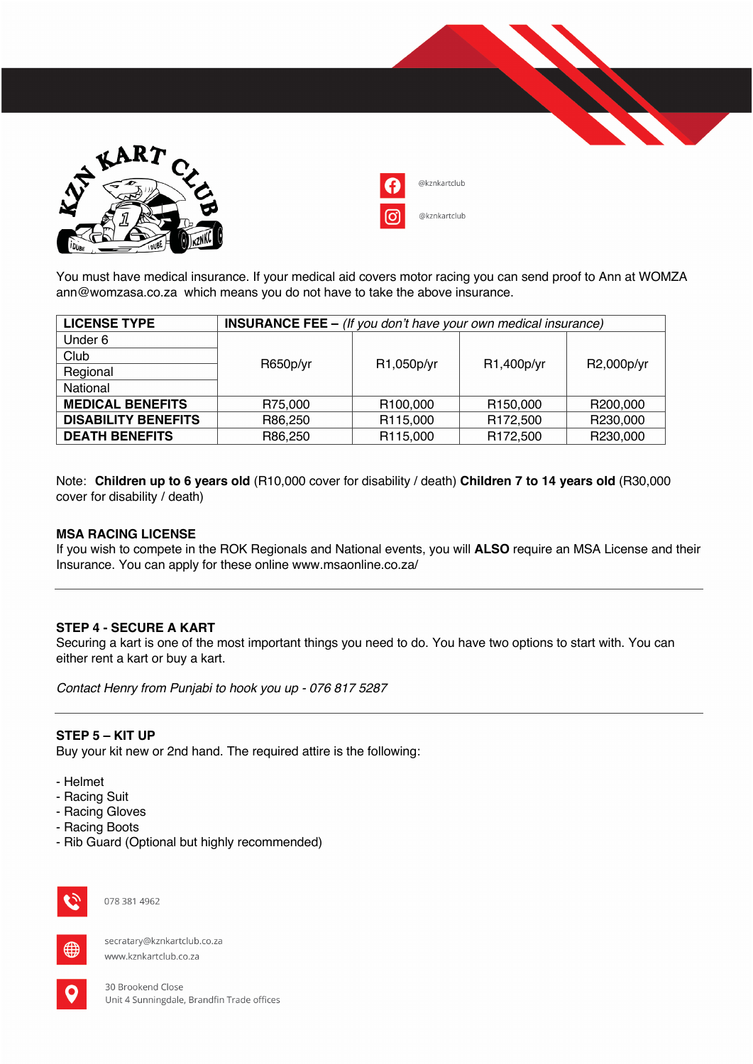@kznkartclub

@kznkartclub

You must have medical insurance. If your medical aid covers motor racing you can send proof to Ann at WOMZA ann@womzasa.co.za which means you do not have to take the above insurance.

| LICENSE TYPE | INSURANCE FEE – *(If you don't have your own medical insurance)* | | | |
|---|---|---|---|---|
| Under 6 | R650p/yr | R1,050p/yr | R1,400p/yr | R2,000p/yr |
| Club | | | | |
| Regional | | | | |
| National | | | | |
| **MEDICAL BENEFITS** | R75,000 | R100,000 | R150,000 | R200,000 |
| **DISABILITY BENEFITS** | R86,250 | R115,000 | R172,500 | R230,000 |
| **DEATH BENEFITS** | R86,250 | R115,000 | R172,500 | R230,000 |

Note: **Children up to 6 years old** (R10,000 cover for disability / death) **Children 7 to 14 years old** (R30,000 cover for disability / death)

### MSA RACING LICENSE

If you wish to compete in the ROK Regionals and National events, you will **ALSO** require an MSA License and their Insurance. You can apply for these online www.msaonline.co.za/

---

### STEP 4 - SECURE A KART

Securing a kart is one of the most important things you need to do. You have two options to start with. You can either rent a kart or buy a kart.

*Contact Henry from Punjabi to hook you up - 076 817 5287*

---

### STEP 5 – KIT UP

Buy your kit new or 2nd hand. The required attire is the following:

- Helmet
- Racing Suit
- Racing Gloves
- Racing Boots
- Rib Guard (Optional but highly recommended)

078 381 4962

secratary@kznkartclub.co.za
www.kznkartclub.co.za

30 Brookend Close
Unit 4 Sunningdale, Brandfin Trade offices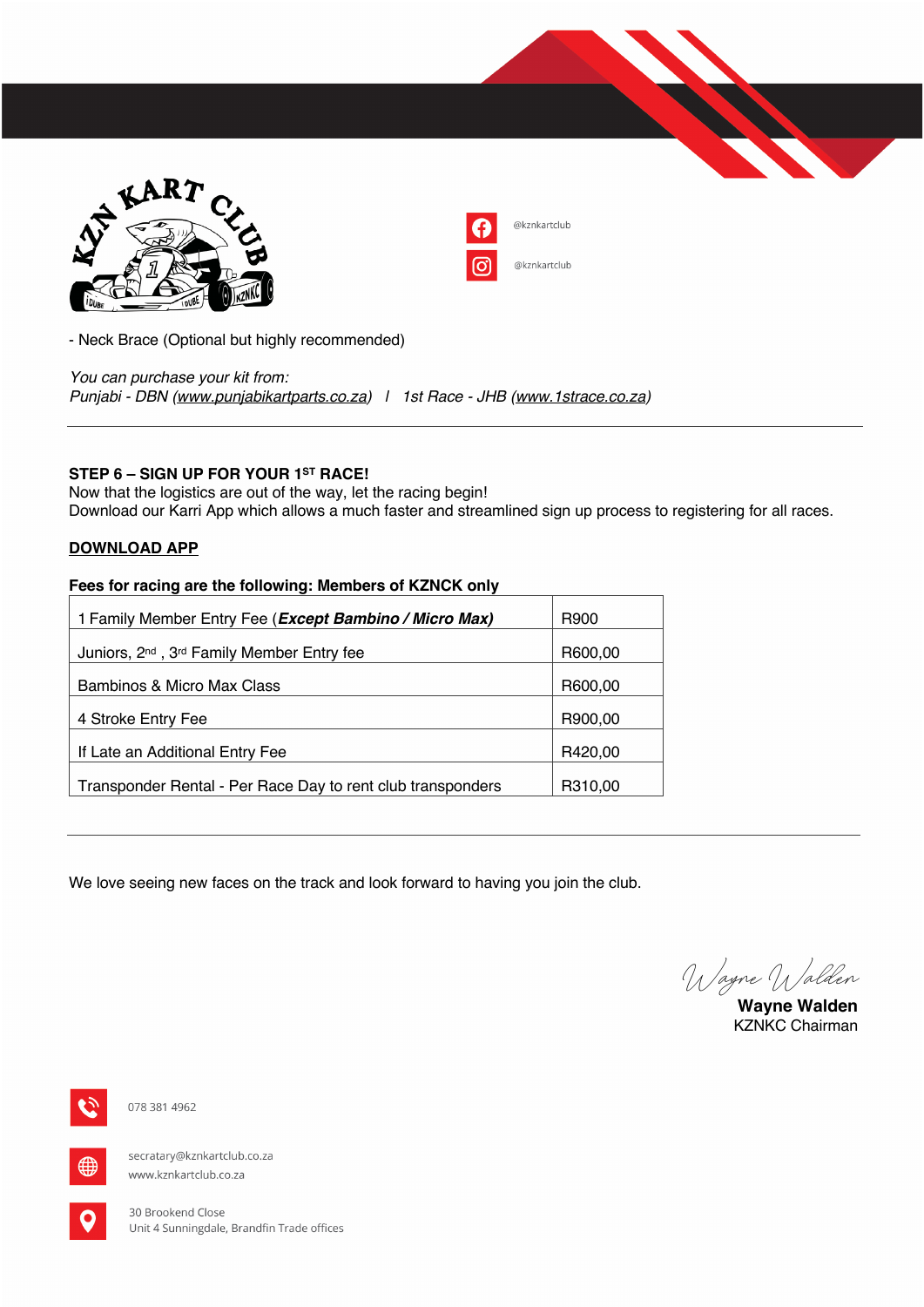@kznkartclub

@kznkartclub

- Neck Brace (Optional but highly recommended)

*You can purchase your kit from:*
*Punjabi - DBN (www.punjabikartparts.co.za) | 1st Race - JHB (www.1strace.co.za)*

---

**STEP 6 – SIGN UP FOR YOUR 1ST RACE!**
Now that the logistics are out of the way, let the racing begin!
Download our Karri App which allows a much faster and streamlined sign up process to registering for all races.

**DOWNLOAD APP**

**Fees for racing are the following: Members of KZNCK only**

| | |
|---|---|
| 1 Family Member Entry Fee (***Except Bambino / Micro Max***) | R900 |
| Juniors, 2nd , 3rd Family Member Entry fee | R600,00 |
| Bambinos & Micro Max Class | R600,00 |
| 4 Stroke Entry Fee | R900,00 |
| If Late an Additional Entry Fee | R420,00 |
| Transponder Rental - Per Race Day to rent club transponders | R310,00 |

---

We love seeing new faces on the track and look forward to having you join the club.

Wayne Walden
**Wayne Walden**
KZNKC Chairman

078 381 4962

secratary@kznkartclub.co.za
www.kznkartclub.co.za

30 Brookend Close
Unit 4 Sunningdale, Brandfin Trade offices